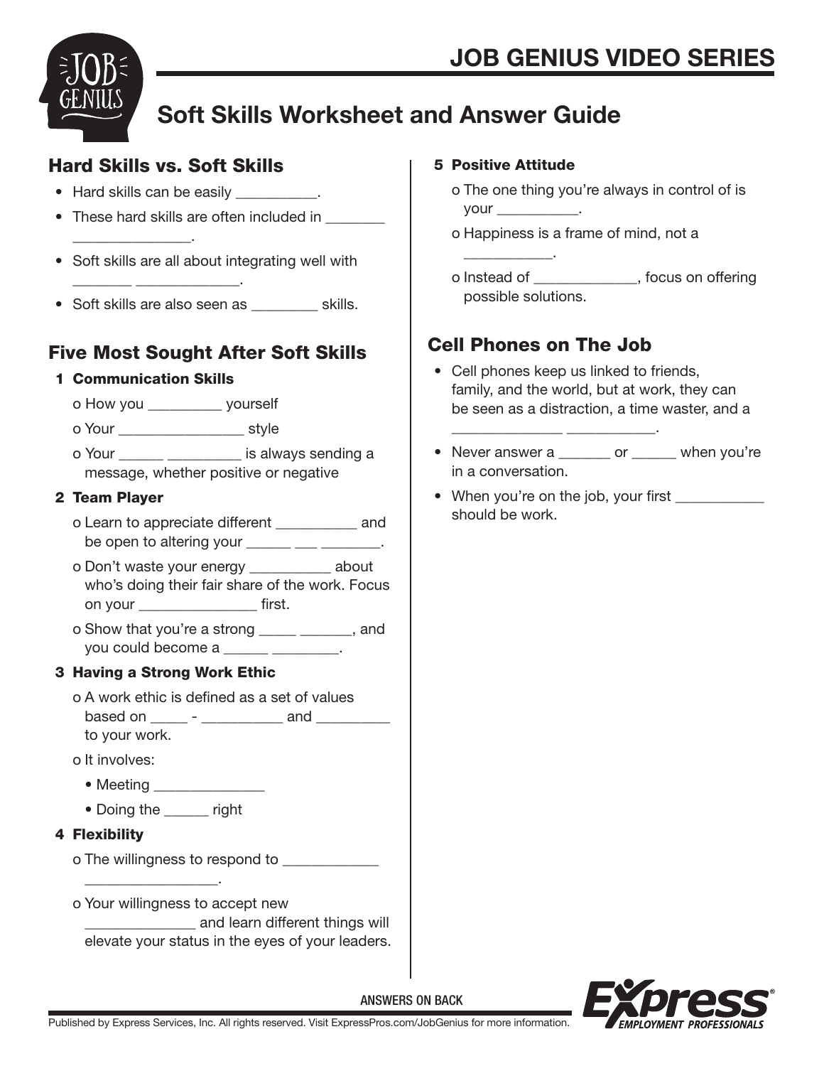# JOB GENIUS VIDEO SERIES

## Soft Skills Worksheet and Answer Guide

### Hard Skills vs. Soft Skills

- Hard skills can be easily __________.
- These hard skills are often included in ________ _______________.
- Soft skills are all about integrating well with ________ _____________.
- Soft skills are also seen as ________ skills.

### Five Most Sought After Soft Skills

**1 Communication Skills**

- o How you _________ yourself
- o Your ________________ style
- o Your ______ _________ is always sending a message, whether positive or negative

**2 Team Player**

- o Learn to appreciate different __________ and be open to altering your ______ ___ ________.
- o Don't waste your energy __________ about who's doing their fair share of the work. Focus on your _______________ first.
- o Show that you're a strong _____ _______, and you could become a ______ _________.

**3 Having a Strong Work Ethic**

- o A work ethic is defined as a set of values based on _____ - __________ and _________ to your work.
- o It involves:
  - Meeting ______________
  - Doing the ______ right

**4 Flexibility**

- o The willingness to respond to ____________ _________________.
- o Your willingness to accept new ______________ and learn different things will elevate your status in the eyes of your leaders.

**5 Positive Attitude**

- o The one thing you're always in control of is your __________.
- o Happiness is a frame of mind, not a ___________.
- o Instead of _____________, focus on offering possible solutions.

### Cell Phones on The Job

- Cell phones keep us linked to friends, family, and the world, but at work, they can be seen as a distraction, a time waster, and a ______________ ___________.
- Never answer a _______ or ______ when you're in a conversation.
- When you're on the job, your first ___________ should be work.

ANSWERS ON BACK

Published by Express Services, Inc. All rights reserved. Visit ExpressPros.com/JobGenius for more information.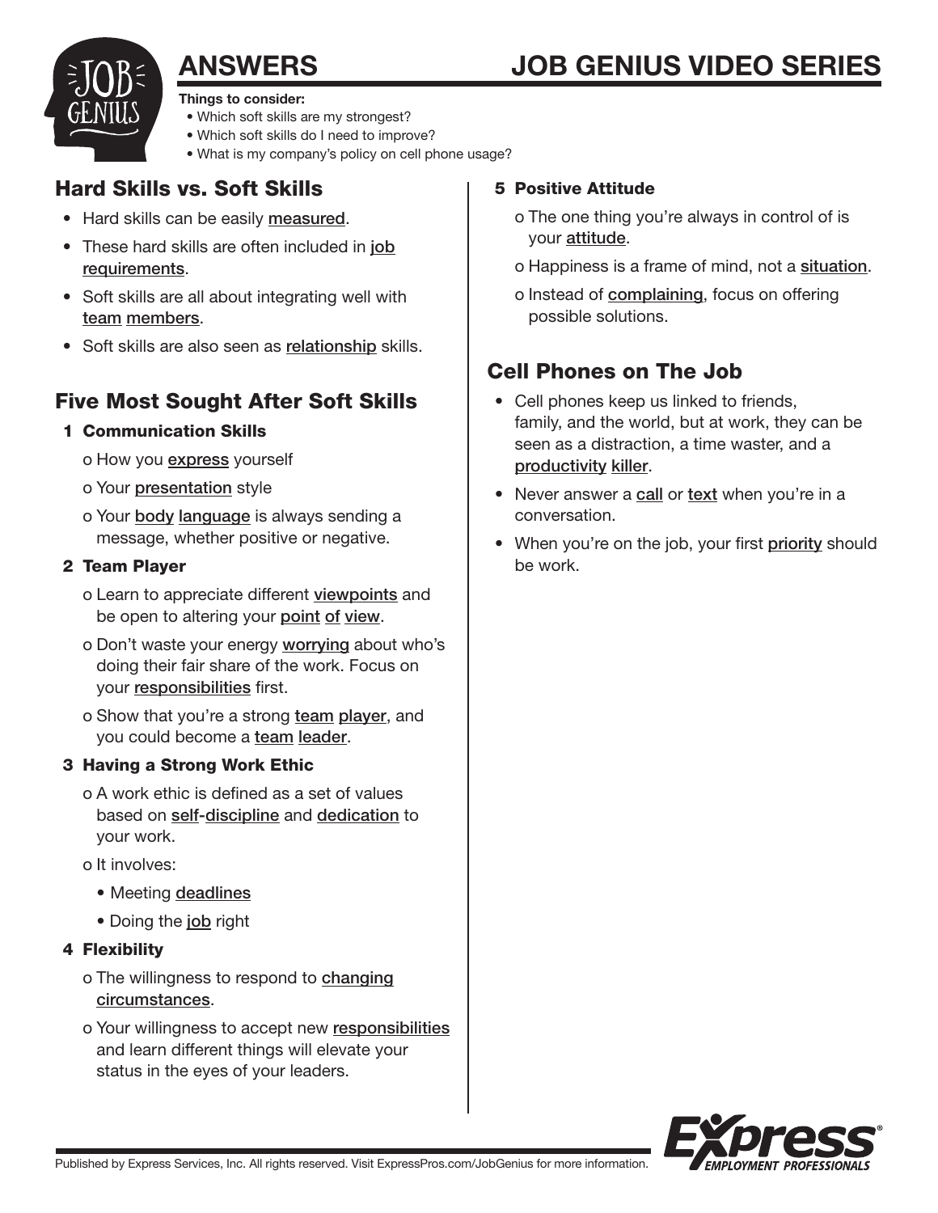# ANSWERS

# JOB GENIUS VIDEO SERIES

**Things to consider:**

- Which soft skills are my strongest?
- Which soft skills do I need to improve?
- What is my company's policy on cell phone usage?

## Hard Skills vs. Soft Skills

- Hard skills can be easily measured.
- These hard skills are often included in job requirements.
- Soft skills are all about integrating well with team members.
- Soft skills are also seen as relationship skills.

## Five Most Sought After Soft Skills

### 1 Communication Skills

- o How you express yourself
- o Your presentation style
- o Your body language is always sending a message, whether positive or negative.

### 2 Team Player

- o Learn to appreciate different viewpoints and be open to altering your point of view.
- o Don't waste your energy worrying about who's doing their fair share of the work. Focus on your responsibilities first.
- o Show that you're a strong team player, and you could become a team leader.

### 3 Having a Strong Work Ethic

- o A work ethic is defined as a set of values based on self-discipline and dedication to your work.
- o It involves:
  - Meeting deadlines
  - Doing the job right

### 4 Flexibility

- o The willingness to respond to changing circumstances.
- o Your willingness to accept new responsibilities and learn different things will elevate your status in the eyes of your leaders.

### 5 Positive Attitude

- o The one thing you're always in control of is your attitude.
- o Happiness is a frame of mind, not a situation.
- o Instead of complaining, focus on offering possible solutions.

## Cell Phones on The Job

- Cell phones keep us linked to friends, family, and the world, but at work, they can be seen as a distraction, a time waster, and a productivity killer.
- Never answer a call or text when you're in a conversation.
- When you're on the job, your first priority should be work.

Published by Express Services, Inc. All rights reserved. Visit ExpressPros.com/JobGenius for more information.